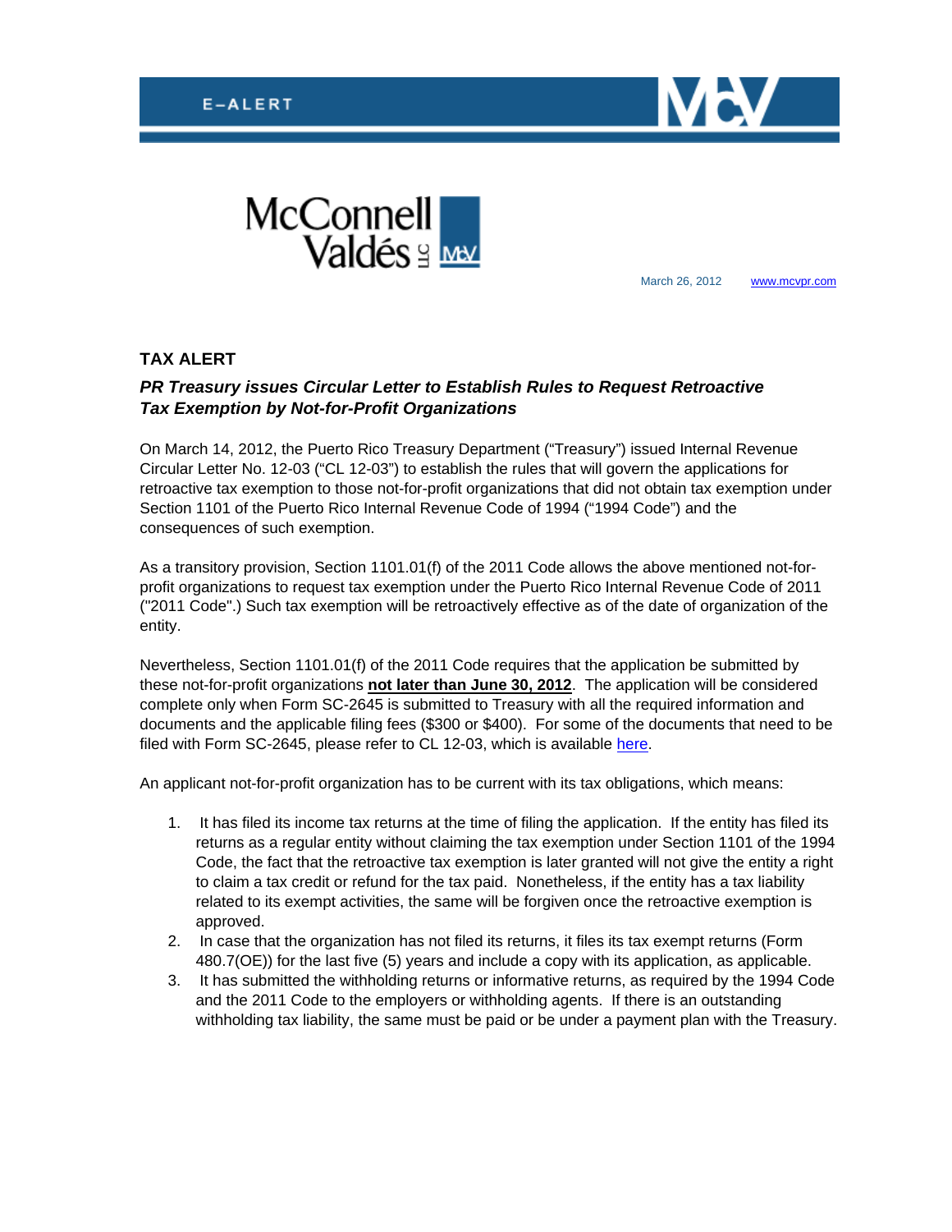E-ALERT

McConnell Valdés LLC

March 26, 2012 www.mcvpr.com

## TAX ALERT

### *PR Treasury issues Circular Letter to Establish Rules to Request Retroactive Tax Exemption by Not-for-Profit Organizations*

On March 14, 2012, the Puerto Rico Treasury Department ("Treasury") issued Internal Revenue Circular Letter No. 12-03 ("CL 12-03") to establish the rules that will govern the applications for retroactive tax exemption to those not-for-profit organizations that did not obtain tax exemption under Section 1101 of the Puerto Rico Internal Revenue Code of 1994 ("1994 Code") and the consequences of such exemption.

As a transitory provision, Section 1101.01(f) of the 2011 Code allows the above mentioned not-for-profit organizations to request tax exemption under the Puerto Rico Internal Revenue Code of 2011 ("2011 Code".) Such tax exemption will be retroactively effective as of the date of organization of the entity.

Nevertheless, Section 1101.01(f) of the 2011 Code requires that the application be submitted by these not-for-profit organizations **not later than June 30, 2012**. The application will be considered complete only when Form SC-2645 is submitted to Treasury with all the required information and documents and the applicable filing fees ($300 or $400). For some of the documents that need to be filed with Form SC-2645, please refer to CL 12-03, which is available here.

An applicant not-for-profit organization has to be current with its tax obligations, which means:

1. It has filed its income tax returns at the time of filing the application. If the entity has filed its returns as a regular entity without claiming the tax exemption under Section 1101 of the 1994 Code, the fact that the retroactive tax exemption is later granted will not give the entity a right to claim a tax credit or refund for the tax paid. Nonetheless, if the entity has a tax liability related to its exempt activities, the same will be forgiven once the retroactive exemption is approved.
2. In case that the organization has not filed its returns, it files its tax exempt returns (Form 480.7(OE)) for the last five (5) years and include a copy with its application, as applicable.
3. It has submitted the withholding returns or informative returns, as required by the 1994 Code and the 2011 Code to the employers or withholding agents. If there is an outstanding withholding tax liability, the same must be paid or be under a payment plan with the Treasury.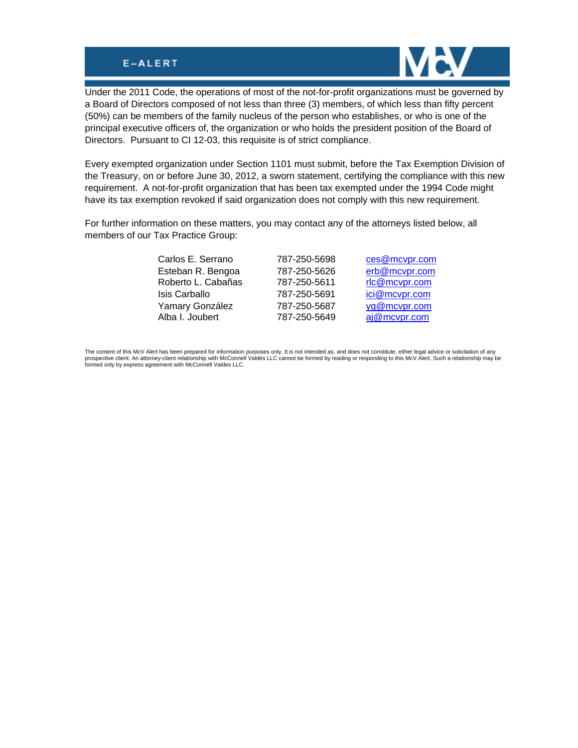Under the 2011 Code, the operations of most of the not-for-profit organizations must be governed by a Board of Directors composed of not less than three (3) members, of which less than fifty percent (50%) can be members of the family nucleus of the person who establishes, or who is one of the principal executive officers of, the organization or who holds the president position of the Board of Directors. Pursuant to CI 12-03, this requisite is of strict compliance.

Every exempted organization under Section 1101 must submit, before the Tax Exemption Division of the Treasury, on or before June 30, 2012, a sworn statement, certifying the compliance with this new requirement. A not-for-profit organization that has been tax exempted under the 1994 Code might have its tax exemption revoked if said organization does not comply with this new requirement.

For further information on these matters, you may contact any of the attorneys listed below, all members of our Tax Practice Group:

| | | |
|---|---|---|
| Carlos E. Serrano | 787-250-5698 | ces@mcvpr.com |
| Esteban R. Bengoa | 787-250-5626 | erb@mcvpr.com |
| Roberto L. Cabañas | 787-250-5611 | rlc@mcvpr.com |
| Isis Carballo | 787-250-5691 | ici@mcvpr.com |
| Yamary González | 787-250-5687 | yg@mcvpr.com |
| Alba I. Joubert | 787-250-5649 | aj@mcvpr.com |

The content of this McV Alert has been prepared for information purposes only. It is not intended as, and does not constitute, either legal advice or solicitation of any prospective client. An attorney-client relationship with McConnell Valdés LLC cannot be formed by reading or responding to this McV Alert. Such a relationship may be formed only by express agreement with McConnell Valdes LLC.